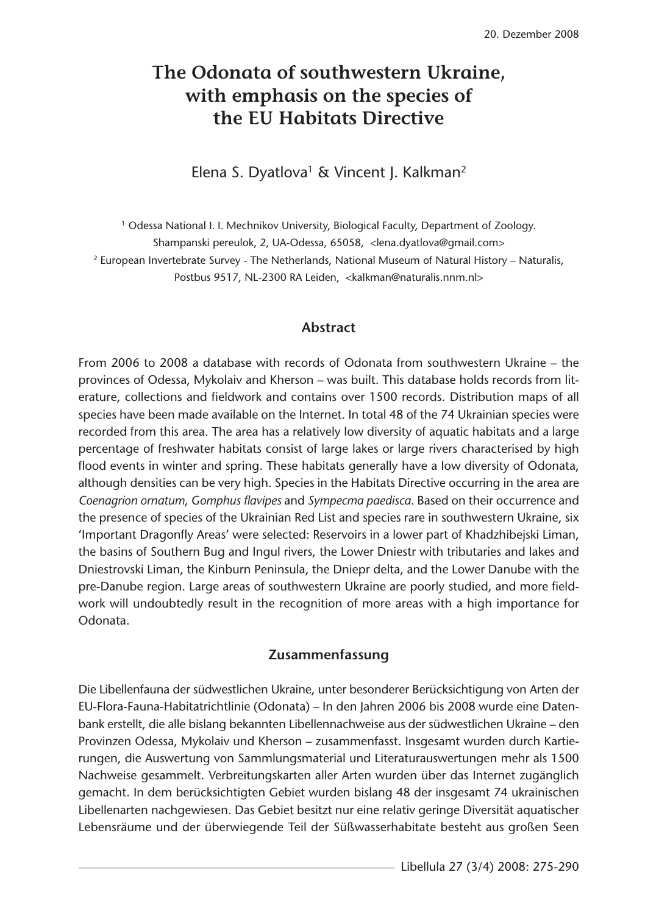# The Odonata of southwestern Ukraine, with emphasis on the species of the EU Habitats Directive

Elena S. Dyatlova[1] & Vincent J. Kalkman[2]

[1] Odessa National I. I. Mechnikov University, Biological Faculty, Department of Zoology. Shampanski pereulok, 2, UA-Odessa, 65058, <lena.dyatlova@gmail.com>

[2] European Invertebrate Survey - The Netherlands, National Museum of Natural History – Naturalis, Postbus 9517, NL-2300 RA Leiden, <kalkman@naturalis.nnm.nl>

## Abstract

From 2006 to 2008 a database with records of Odonata from southwestern Ukraine – the provinces of Odessa, Mykolaiv and Kherson – was built. This database holds records from literature, collections and fieldwork and contains over 1500 records. Distribution maps of all species have been made available on the Internet. In total 48 of the 74 Ukrainian species were recorded from this area. The area has a relatively low diversity of aquatic habitats and a large percentage of freshwater habitats consist of large lakes or large rivers characterised by high flood events in winter and spring. These habitats generally have a low diversity of Odonata, although densities can be very high. Species in the Habitats Directive occurring in the area are *Coenagrion ornatum*, *Gomphus flavipes* and *Sympecma paedisca*. Based on their occurrence and the presence of species of the Ukrainian Red List and species rare in southwestern Ukraine, six 'Important Dragonfly Areas' were selected: Reservoirs in a lower part of Khadzhibejski Liman, the basins of Southern Bug and Ingul rivers, the Lower Dniestr with tributaries and lakes and Dniestrovski Liman, the Kinburn Peninsula, the Dniepr delta, and the Lower Danube with the pre-Danube region. Large areas of southwestern Ukraine are poorly studied, and more fieldwork will undoubtedly result in the recognition of more areas with a high importance for Odonata.

## Zusammenfassung

Die Libellenfauna der südwestlichen Ukraine, unter besonderer Berücksichtigung von Arten der EU-Flora-Fauna-Habitatrichtlinie (Odonata) – In den Jahren 2006 bis 2008 wurde eine Datenbank erstellt, die alle bislang bekannten Libellennachweise aus der südwestlichen Ukraine – den Provinzen Odessa, Mykolaiv und Kherson – zusammenfasst. Insgesamt wurden durch Kartierungen, die Auswertung von Sammlungsmaterial und Literaturauswertungen mehr als 1500 Nachweise gesammelt. Verbreitungskarten aller Arten wurden über das Internet zugänglich gemacht. In dem berücksichtigten Gebiet wurden bislang 48 der insgesamt 74 ukrainischen Libellenarten nachgewiesen. Das Gebiet besitzt nur eine relativ geringe Diversität aquatischer Lebensräume und der überwiegende Teil der Süßwasserhabitate besteht aus großen Seen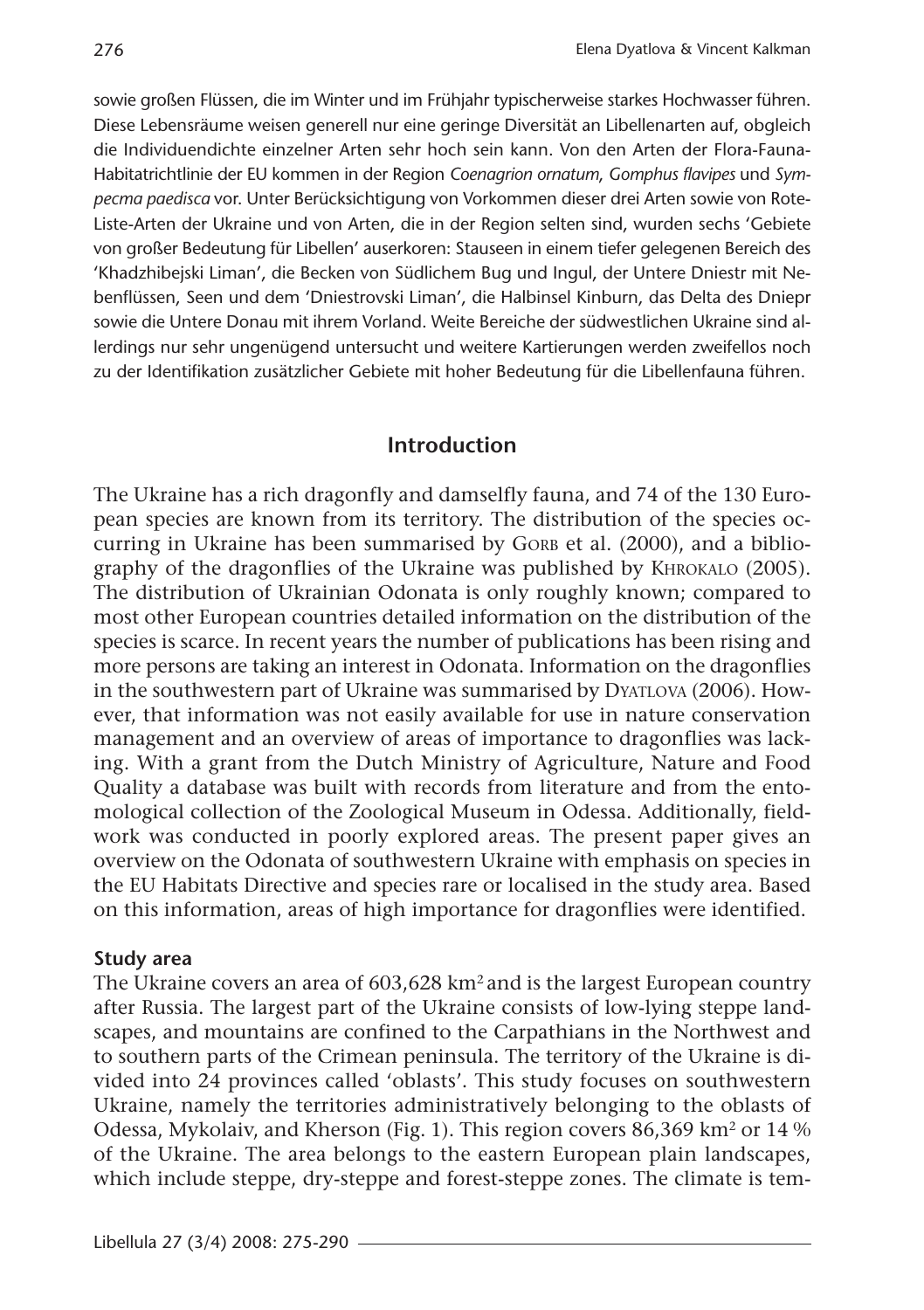sowie großen Flüssen, die im Winter und im Frühjahr typischerweise starkes Hochwasser führen. Diese Lebensräume weisen generell nur eine geringe Diversität an Libellenarten auf, obgleich die Individuendichte einzelner Arten sehr hoch sein kann. Von den Arten der Flora-Fauna-Habitatrichtlinie der EU kommen in der Region *Coenagrion ornatum*, *Gomphus flavipes* und *Sympecma paedisca* vor. Unter Berücksichtigung von Vorkommen dieser drei Arten sowie von Rote-Liste-Arten der Ukraine und von Arten, die in der Region selten sind, wurden sechs 'Gebiete von großer Bedeutung für Libellen' auserkoren: Stauseen in einem tiefer gelegenen Bereich des 'Khadzhibejski Liman', die Becken von Südlichem Bug und Ingul, der Untere Dniestr mit Nebenflüssen, Seen und dem 'Dniestrovski Liman', die Halbinsel Kinburn, das Delta des Dniepr sowie die Untere Donau mit ihrem Vorland. Weite Bereiche der südwestlichen Ukraine sind allerdings nur sehr ungenügend untersucht und weitere Kartierungen werden zweifellos noch zu der Identifikation zusätzlicher Gebiete mit hoher Bedeutung für die Libellenfauna führen.

## Introduction

The Ukraine has a rich dragonfly and damselfly fauna, and 74 of the 130 European species are known from its territory. The distribution of the species occurring in Ukraine has been summarised by Gorb et al. (2000), and a bibliography of the dragonflies of the Ukraine was published by Khrokalo (2005). The distribution of Ukrainian Odonata is only roughly known; compared to most other European countries detailed information on the distribution of the species is scarce. In recent years the number of publications has been rising and more persons are taking an interest in Odonata. Information on the dragonflies in the southwestern part of Ukraine was summarised by Dyatlova (2006). However, that information was not easily available for use in nature conservation management and an overview of areas of importance to dragonflies was lacking. With a grant from the Dutch Ministry of Agriculture, Nature and Food Quality a database was built with records from literature and from the entomological collection of the Zoological Museum in Odessa. Additionally, fieldwork was conducted in poorly explored areas. The present paper gives an overview on the Odonata of southwestern Ukraine with emphasis on species in the EU Habitats Directive and species rare or localised in the study area. Based on this information, areas of high importance for dragonflies were identified.

### Study area

The Ukraine covers an area of 603,628 km$^2$ and is the largest European country after Russia. The largest part of the Ukraine consists of low-lying steppe landscapes, and mountains are confined to the Carpathians in the Northwest and to southern parts of the Crimean peninsula. The territory of the Ukraine is divided into 24 provinces called 'oblasts'. This study focuses on southwestern Ukraine, namely the territories administratively belonging to the oblasts of Odessa, Mykolaiv, and Kherson (Fig. 1). This region covers 86,369 km$^2$ or 14 % of the Ukraine. The area belongs to the eastern European plain landscapes, which include steppe, dry-steppe and forest-steppe zones. The climate is tem-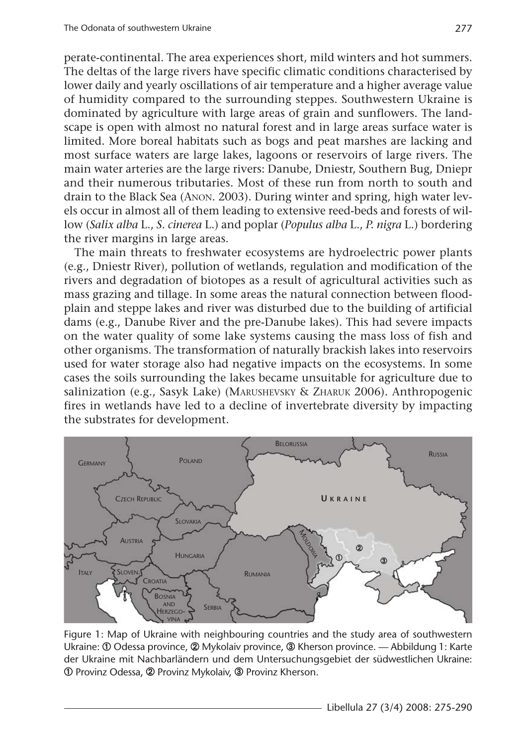perate-continental. The area experiences short, mild winters and hot summers. The deltas of the large rivers have specific climatic conditions characterised by lower daily and yearly oscillations of air temperature and a higher average value of humidity compared to the surrounding steppes. Southwestern Ukraine is dominated by agriculture with large areas of grain and sunflowers. The landscape is open with almost no natural forest and in large areas surface water is limited. More boreal habitats such as bogs and peat marshes are lacking and most surface waters are large lakes, lagoons or reservoirs of large rivers. The main water arteries are the large rivers: Danube, Dniestr, Southern Bug, Dniepr and their numerous tributaries. Most of these run from north to south and drain to the Black Sea (Anon. 2003). During winter and spring, high water levels occur in almost all of them leading to extensive reed-beds and forests of willow (*Salix alba* L., *S. cinerea* L.) and poplar (*Populus alba* L., *P. nigra* L.) bordering the river margins in large areas.

The main threats to freshwater ecosystems are hydroelectric power plants (e.g., Dniestr River), pollution of wetlands, regulation and modification of the rivers and degradation of biotopes as a result of agricultural activities such as mass grazing and tillage. In some areas the natural connection between floodplain and steppe lakes and river was disturbed due to the building of artificial dams (e.g., Danube River and the pre-Danube lakes). This had severe impacts on the water quality of some lake systems causing the mass loss of fish and other organisms. The transformation of naturally brackish lakes into reservoirs used for water storage also had negative impacts on the ecosystems. In some cases the soils surrounding the lakes became unsuitable for agriculture due to salinization (e.g., Sasyk Lake) (Marushevsky & Zharuk 2006). Anthropogenic fires in wetlands have led to a decline of invertebrate diversity by impacting the substrates for development.

Figure 1: Map of Ukraine with neighbouring countries and the study area of southwestern Ukraine: ① Odessa province, ② Mykolaiv province, ③ Kherson province. — Abbildung 1: Karte der Ukraine mit Nachbarländern und dem Untersuchungsgebiet der südwestlichen Ukraine: ① Provinz Odessa, ② Provinz Mykolaiv, ③ Provinz Kherson.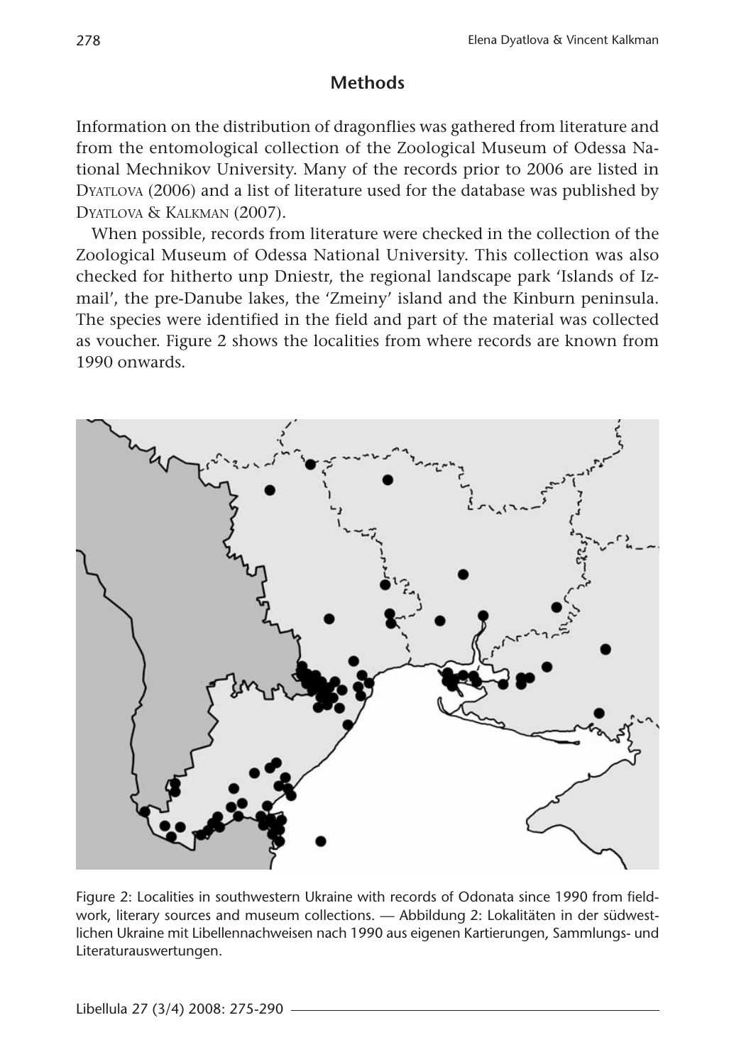## Methods

Information on the distribution of dragonflies was gathered from literature and from the entomological collection of the Zoological Museum of Odessa National Mechnikov University. Many of the records prior to 2006 are listed in Dyatlova (2006) and a list of literature used for the database was published by Dyatlova & Kalkman (2007).

When possible, records from literature were checked in the collection of the Zoological Museum of Odessa National University. This collection was also checked for hitherto unp Dniestr, the regional landscape park 'Islands of Izmail', the pre-Danube lakes, the 'Zmeiny' island and the Kinburn peninsula. The species were identified in the field and part of the material was collected as voucher. Figure 2 shows the localities from where records are known from 1990 onwards.

Figure 2: Localities in southwestern Ukraine with records of Odonata since 1990 from fieldwork, literary sources and museum collections. — Abbildung 2: Lokalitäten in der südwestlichen Ukraine mit Libellennachweisen nach 1990 aus eigenen Kartierungen, Sammlungs- und Literaturauswertungen.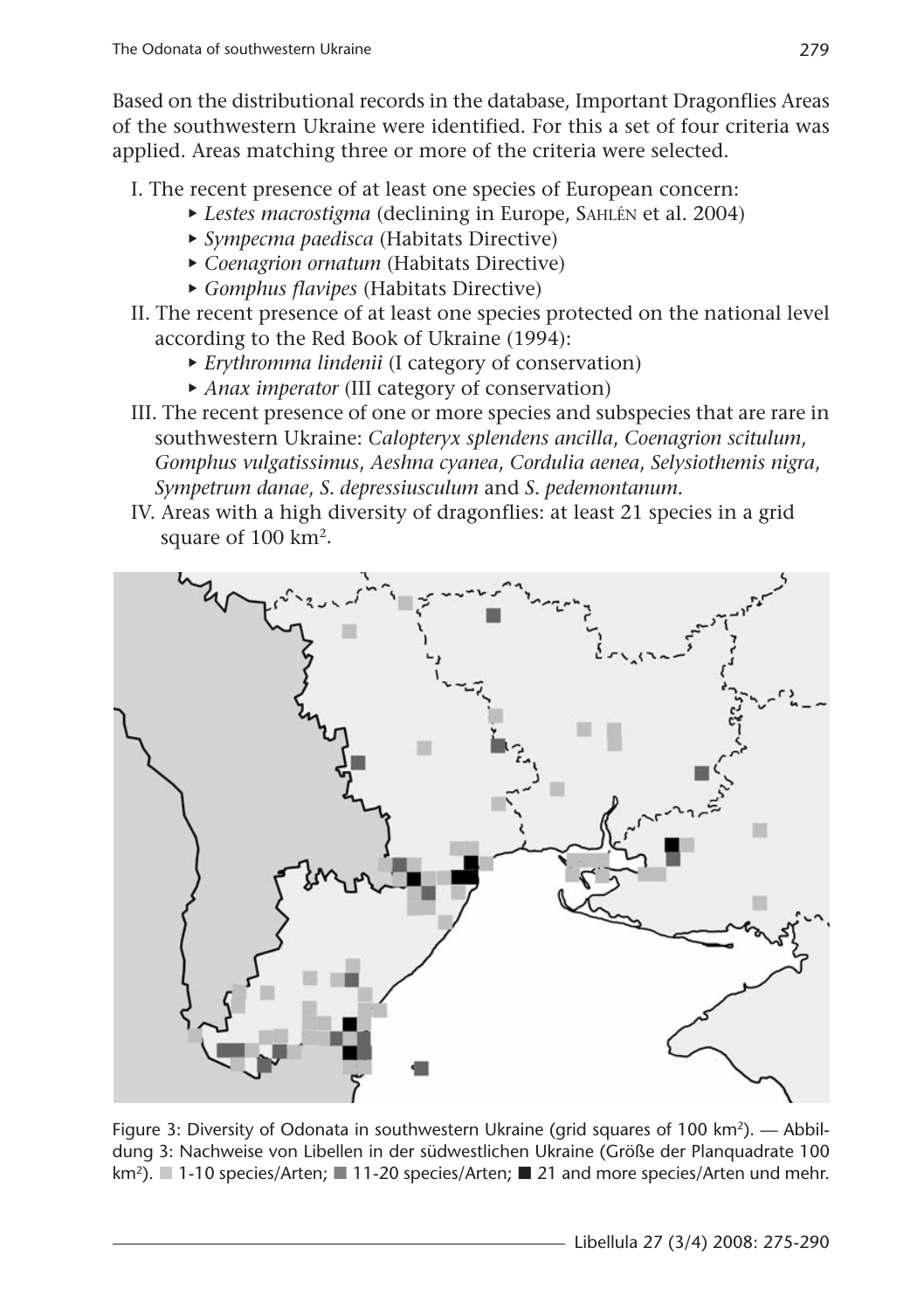Based on the distributional records in the database, Important Dragonflies Areas of the southwestern Ukraine were identified. For this a set of four criteria was applied. Areas matching three or more of the criteria were selected.

I. The recent presence of at least one species of European concern:
   - *Lestes macrostigma* (declining in Europe, Sahlén et al. 2004)
   - *Sympecma paedisca* (Habitats Directive)
   - *Coenagrion ornatum* (Habitats Directive)
   - *Gomphus flavipes* (Habitats Directive)

II. The recent presence of at least one species protected on the national level according to the Red Book of Ukraine (1994):
   - *Erythromma lindenii* (I category of conservation)
   - *Anax imperator* (III category of conservation)

III. The recent presence of one or more species and subspecies that are rare in southwestern Ukraine: *Calopteryx splendens ancilla*, *Coenagrion scitulum*, *Gomphus vulgatissimus*, *Aeshna cyanea*, *Cordulia aenea*, *Selysiothemis nigra*, *Sympetrum danae*, *S. depressiusculum* and *S. pedemontanum*.

IV. Areas with a high diversity of dragonflies: at least 21 species in a grid square of 100 km².

Figure 3: Diversity of Odonata in southwestern Ukraine (grid squares of 100 km²). — Abbildung 3: Nachweise von Libellen in der südwestlichen Ukraine (Größe der Planquadrate 100 km²). ■ 1-10 species/Arten; ■ 11-20 species/Arten; ■ 21 and more species/Arten und mehr.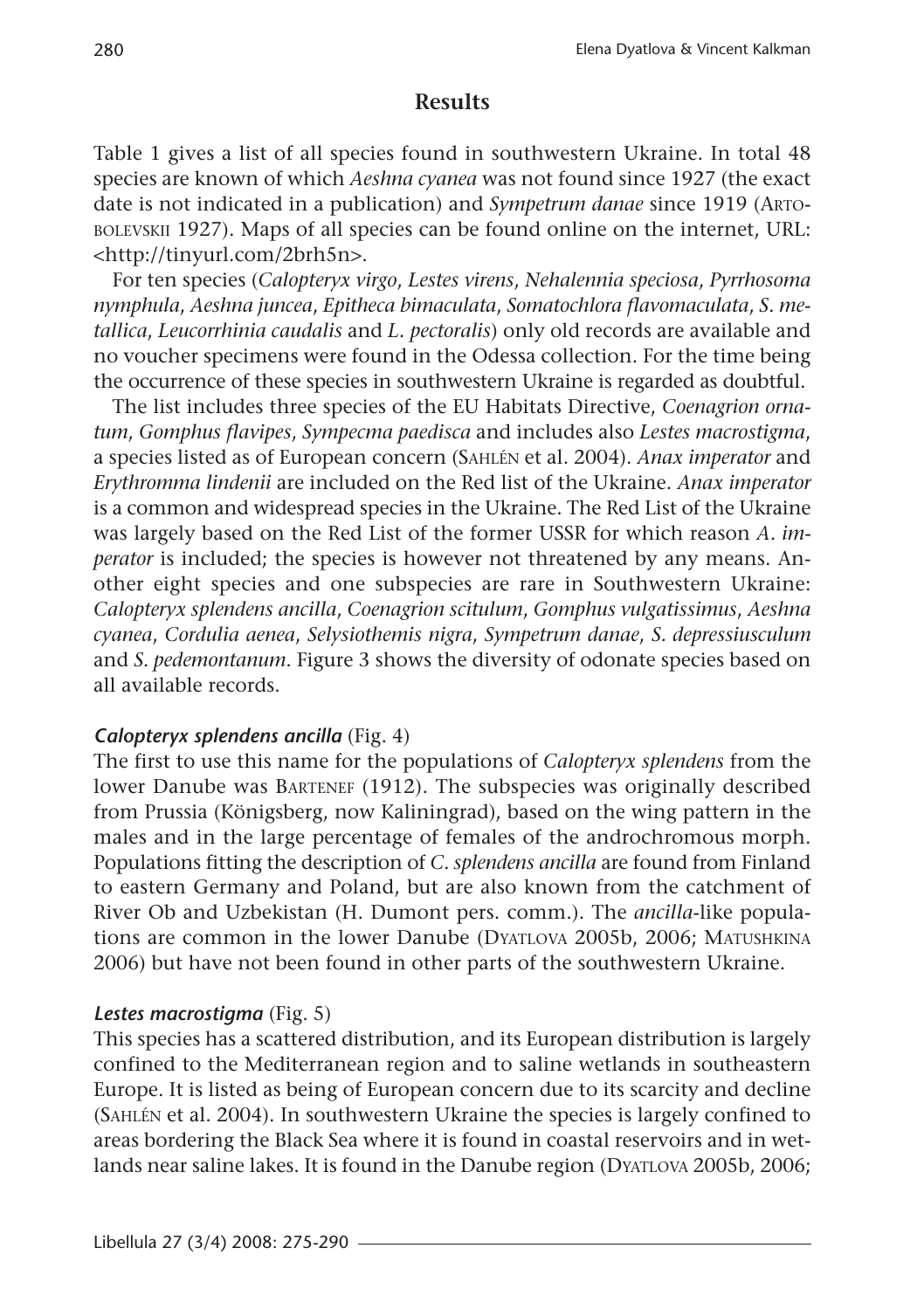## Results

Table 1 gives a list of all species found in southwestern Ukraine. In total 48 species are known of which *Aeshna cyanea* was not found since 1927 (the exact date is not indicated in a publication) and *Sympetrum danae* since 1919 (Artobolevskii 1927). Maps of all species can be found online on the internet, URL: <http://tinyurl.com/2brh5n>.

For ten species (*Calopteryx virgo*, *Lestes virens*, *Nehalennia speciosa*, *Pyrrhosoma nymphula*, *Aeshna juncea*, *Epitheca bimaculata*, *Somatochlora flavomaculata*, *S. metallica*, *Leucorrhinia caudalis* and *L. pectoralis*) only old records are available and no voucher specimens were found in the Odessa collection. For the time being the occurrence of these species in southwestern Ukraine is regarded as doubtful.

The list includes three species of the EU Habitats Directive, *Coenagrion ornatum*, *Gomphus flavipes*, *Sympecma paedisca* and includes also *Lestes macrostigma*, a species listed as of European concern (Sahlén et al. 2004). *Anax imperator* and *Erythromma lindenii* are included on the Red list of the Ukraine. *Anax imperator* is a common and widespread species in the Ukraine. The Red List of the Ukraine was largely based on the Red List of the former USSR for which reason *A. imperator* is included; the species is however not threatened by any means. Another eight species and one subspecies are rare in Southwestern Ukraine: *Calopteryx splendens ancilla*, *Coenagrion scitulum*, *Gomphus vulgatissimus*, *Aeshna cyanea*, *Cordulia aenea*, *Selysiothemis nigra*, *Sympetrum danae*, *S. depressiusculum* and *S. pedemontanum*. Figure 3 shows the diversity of odonate species based on all available records.

***Calopteryx splendens ancilla*** (Fig. 4)

The first to use this name for the populations of *Calopteryx splendens* from the lower Danube was Bartenef (1912). The subspecies was originally described from Prussia (Königsberg, now Kaliningrad), based on the wing pattern in the males and in the large percentage of females of the androchromous morph. Populations fitting the description of *C. splendens ancilla* are found from Finland to eastern Germany and Poland, but are also known from the catchment of River Ob and Uzbekistan (H. Dumont pers. comm.). The *ancilla*-like populations are common in the lower Danube (Dyatlova 2005b, 2006; Matushkina 2006) but have not been found in other parts of the southwestern Ukraine.

***Lestes macrostigma*** (Fig. 5)

This species has a scattered distribution, and its European distribution is largely confined to the Mediterranean region and to saline wetlands in southeastern Europe. It is listed as being of European concern due to its scarcity and decline (Sahlén et al. 2004). In southwestern Ukraine the species is largely confined to areas bordering the Black Sea where it is found in coastal reservoirs and in wetlands near saline lakes. It is found in the Danube region (Dyatlova 2005b, 2006;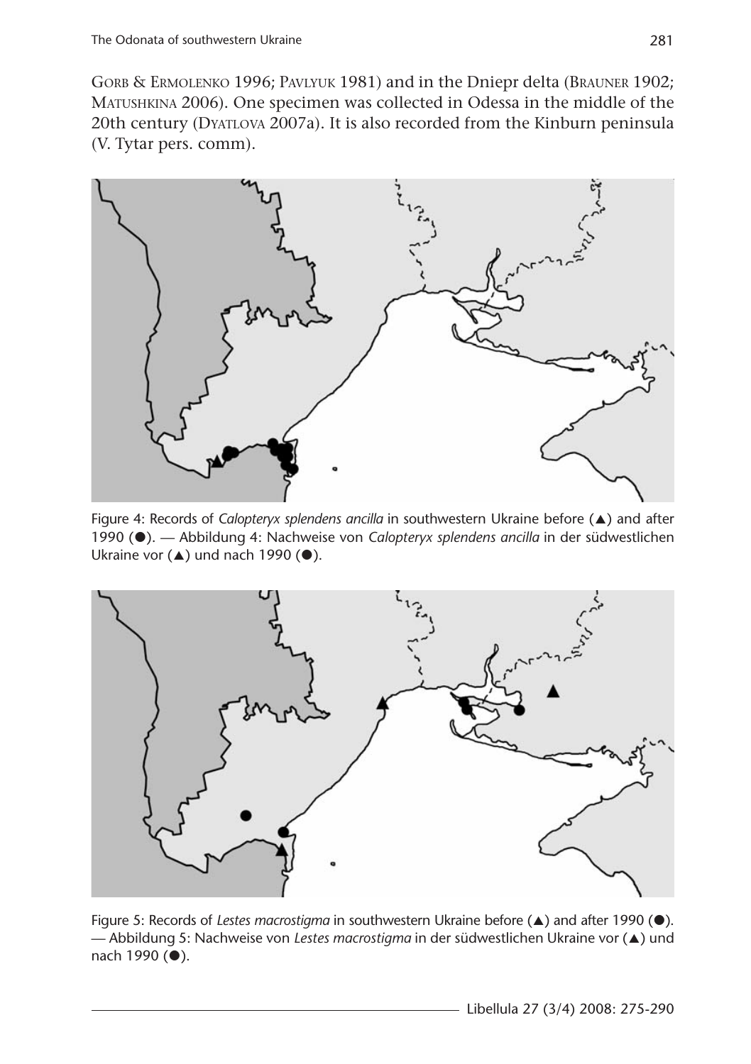Gorb & Ermolenko 1996; Pavlyuk 1981) and in the Dniepr delta (Brauner 1902; Matushkina 2006). One specimen was collected in Odessa in the middle of the 20th century (Dyatlova 2007a). It is also recorded from the Kinburn peninsula (V. Tytar pers. comm).

Figure 4: Records of *Calopteryx splendens ancilla* in southwestern Ukraine before (▲) and after 1990 (●). — Abbildung 4: Nachweise von *Calopteryx splendens ancilla* in der südwestlichen Ukraine vor (▲) und nach 1990 (●).

Figure 5: Records of *Lestes macrostigma* in southwestern Ukraine before (▲) and after 1990 (●). — Abbildung 5: Nachweise von *Lestes macrostigma* in der südwestlichen Ukraine vor (▲) und nach 1990 (●).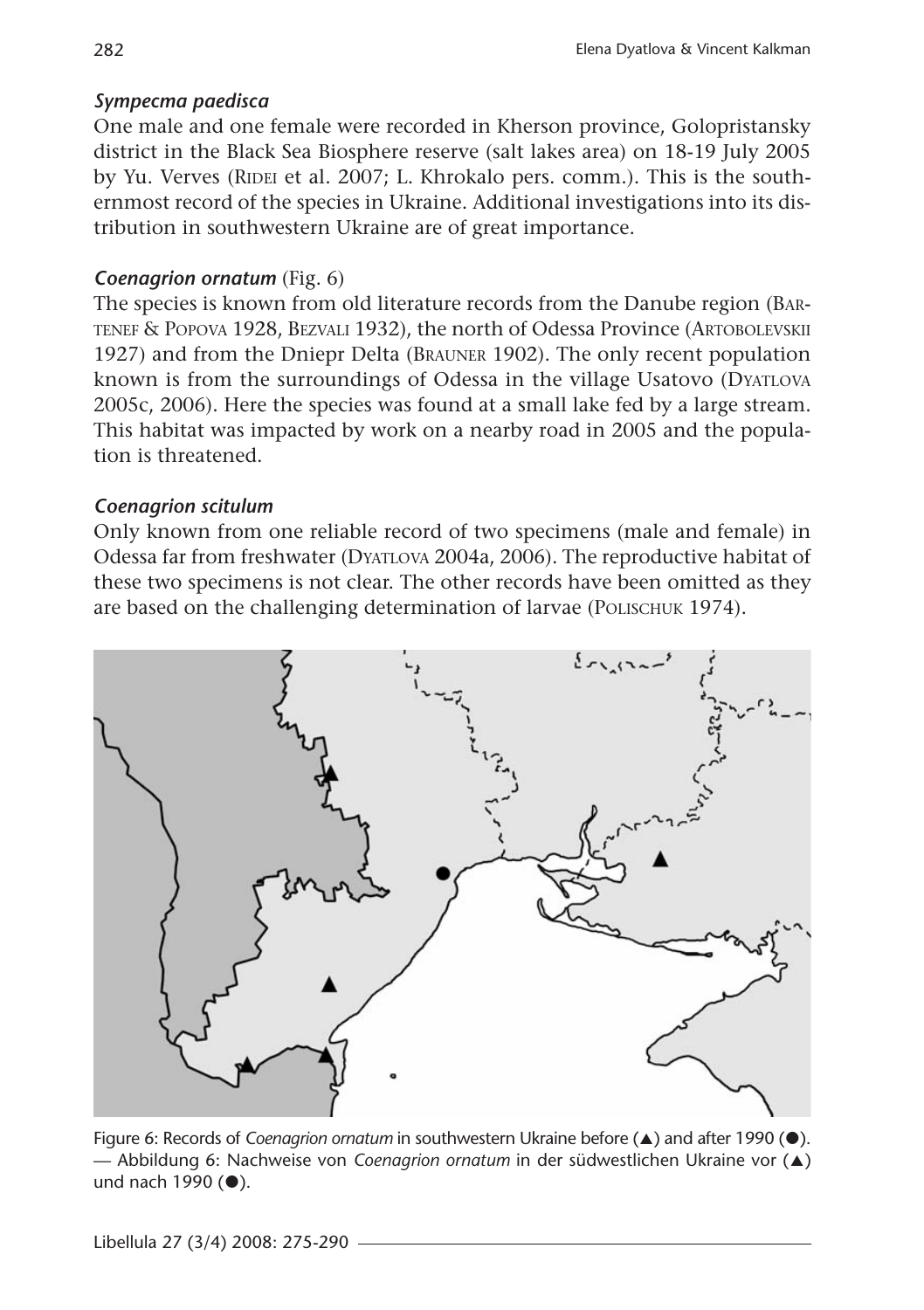### *Sympecma paedisca*

One male and one female were recorded in Kherson province, Golopristansky district in the Black Sea Biosphere reserve (salt lakes area) on 18-19 July 2005 by Yu. Verves (Ridei et al. 2007; L. Khrokalo pers. comm.). This is the southernmost record of the species in Ukraine. Additional investigations into its distribution in southwestern Ukraine are of great importance.

### *Coenagrion ornatum* (Fig. 6)

The species is known from old literature records from the Danube region (Bartenef & Popova 1928, Bezvali 1932), the north of Odessa Province (Artobolevskii 1927) and from the Dniepr Delta (Brauner 1902). The only recent population known is from the surroundings of Odessa in the village Usatovo (Dyatlova 2005c, 2006). Here the species was found at a small lake fed by a large stream. This habitat was impacted by work on a nearby road in 2005 and the population is threatened.

### *Coenagrion scitulum*

Only known from one reliable record of two specimens (male and female) in Odessa far from freshwater (Dyatlova 2004a, 2006). The reproductive habitat of these two specimens is not clear. The other records have been omitted as they are based on the challenging determination of larvae (Polischuk 1974).

Figure 6: Records of *Coenagrion ornatum* in southwestern Ukraine before (▲) and after 1990 (●). — Abbildung 6: Nachweise von *Coenagrion ornatum* in der südwestlichen Ukraine vor (▲) und nach 1990 (●).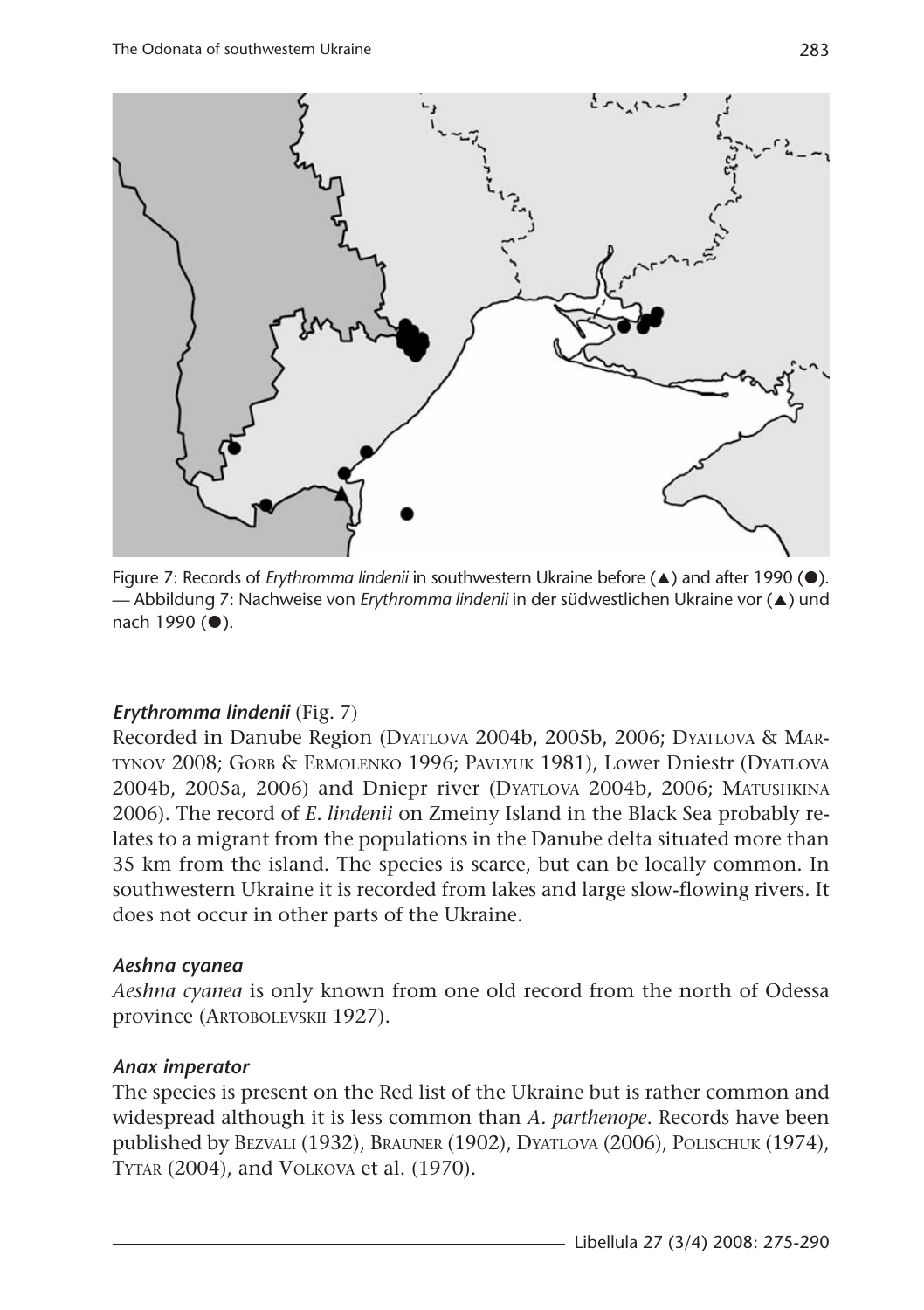Figure 7: Records of *Erythromma lindenii* in southwestern Ukraine before (▲) and after 1990 (●). — Abbildung 7: Nachweise von *Erythromma lindenii* in der südwestlichen Ukraine vor (▲) und nach 1990 (●).

### *Erythromma lindenii* (Fig. 7)

Recorded in Danube Region (Dyatlova 2004b, 2005b, 2006; Dyatlova & Martynov 2008; Gorb & Ermolenko 1996; Pavlyuk 1981), Lower Dniestr (Dyatlova 2004b, 2005a, 2006) and Dniepr river (Dyatlova 2004b, 2006; Matushkina 2006). The record of *E. lindenii* on Zmeiny Island in the Black Sea probably relates to a migrant from the populations in the Danube delta situated more than 35 km from the island. The species is scarce, but can be locally common. In southwestern Ukraine it is recorded from lakes and large slow-flowing rivers. It does not occur in other parts of the Ukraine.

### *Aeshna cyanea*

*Aeshna cyanea* is only known from one old record from the north of Odessa province (Artobolevskii 1927).

### *Anax imperator*

The species is present on the Red list of the Ukraine but is rather common and widespread although it is less common than *A. parthenope*. Records have been published by Bezvali (1932), Brauner (1902), Dyatlova (2006), Polischuk (1974), Tytar (2004), and Volkova et al. (1970).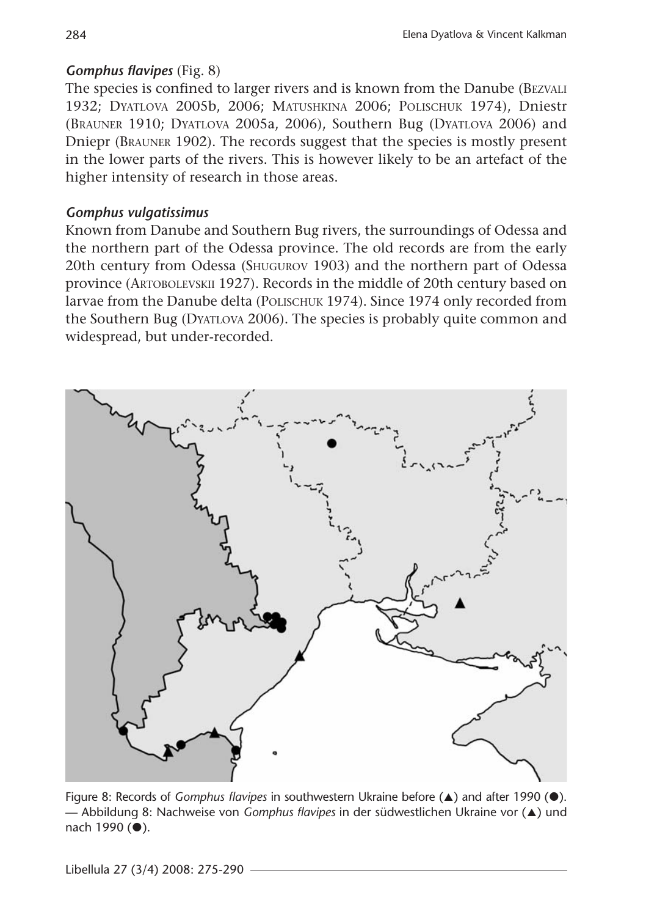### *Gomphus flavipes* (Fig. 8)

The species is confined to larger rivers and is known from the Danube (Bezvali 1932; Dyatlova 2005b, 2006; Matushkina 2006; Polischuk 1974), Dniestr (Brauner 1910; Dyatlova 2005a, 2006), Southern Bug (Dyatlova 2006) and Dniepr (Brauner 1902). The records suggest that the species is mostly present in the lower parts of the rivers. This is however likely to be an artefact of the higher intensity of research in those areas.

### *Gomphus vulgatissimus*

Known from Danube and Southern Bug rivers, the surroundings of Odessa and the northern part of the Odessa province. The old records are from the early 20th century from Odessa (Shugurov 1903) and the northern part of Odessa province (Artobolevskii 1927). Records in the middle of 20th century based on larvae from the Danube delta (Polischuk 1974). Since 1974 only recorded from the Southern Bug (Dyatlova 2006). The species is probably quite common and widespread, but under-recorded.

Figure 8: Records of *Gomphus flavipes* in southwestern Ukraine before (▲) and after 1990 (●). — Abbildung 8: Nachweise von *Gomphus flavipes* in der südwestlichen Ukraine vor (▲) und nach 1990 (●).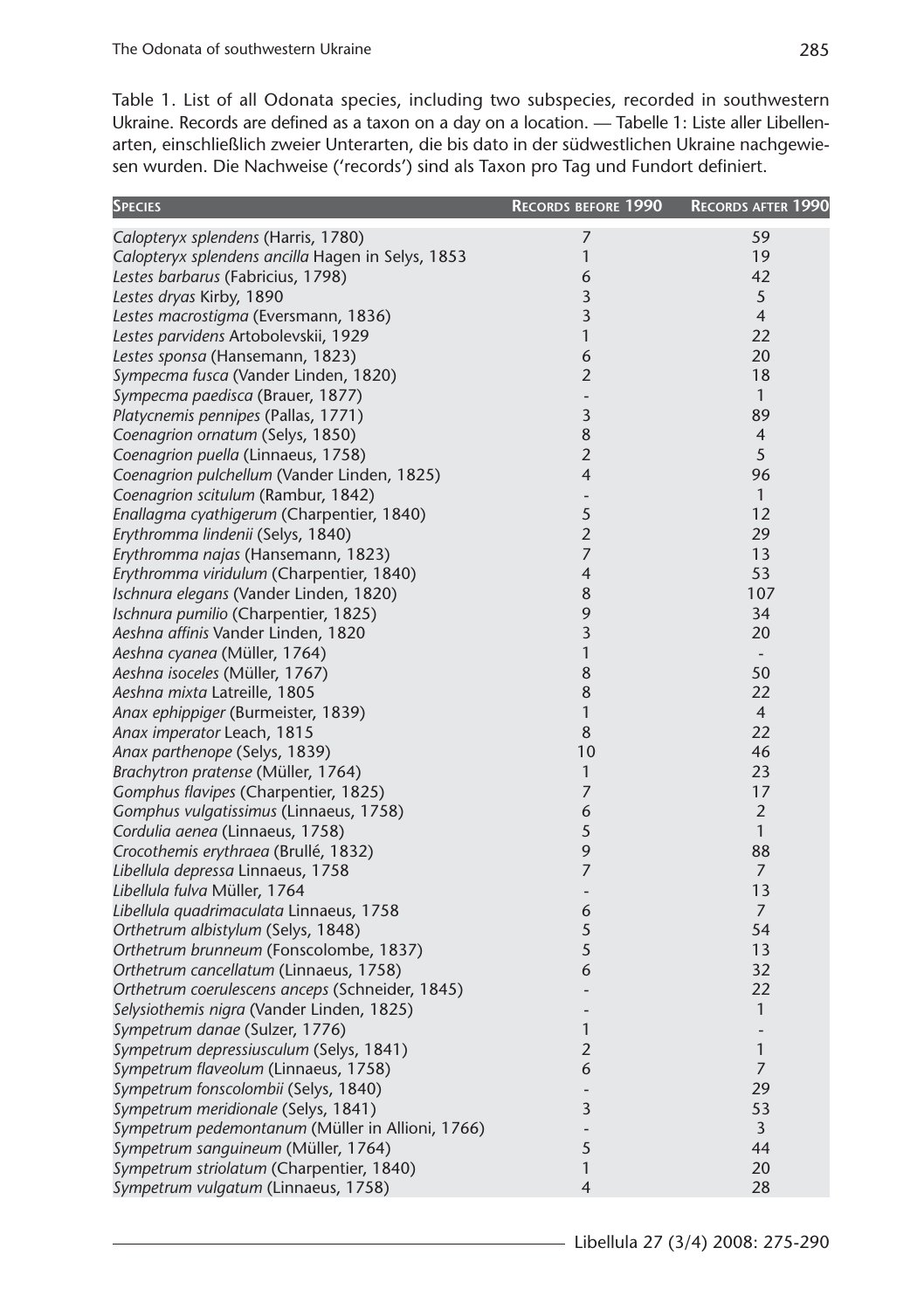Table 1. List of all Odonata species, including two subspecies, recorded in southwestern Ukraine. Records are defined as a taxon on a day on a location. — Tabelle 1: Liste aller Libellenarten, einschließlich zweier Unterarten, die bis dato in der südwestlichen Ukraine nachgewiesen wurden. Die Nachweise ('records') sind als Taxon pro Tag und Fundort definiert.

| Species | Records before 1990 | Records after 1990 |
|---|---|---|
| *Calopteryx splendens* (Harris, 1780) | 7 | 59 |
| *Calopteryx splendens ancilla* Hagen in Selys, 1853 | 1 | 19 |
| *Lestes barbarus* (Fabricius, 1798) | 6 | 42 |
| *Lestes dryas* Kirby, 1890 | 3 | 5 |
| *Lestes macrostigma* (Eversmann, 1836) | 3 | 4 |
| *Lestes parvidens* Artobolevskii, 1929 | 1 | 22 |
| *Lestes sponsa* (Hansemann, 1823) | 6 | 20 |
| *Sympecma fusca* (Vander Linden, 1820) | 2 | 18 |
| *Sympecma paedisca* (Brauer, 1877) | - | 1 |
| *Platycnemis pennipes* (Pallas, 1771) | 3 | 89 |
| *Coenagrion ornatum* (Selys, 1850) | 8 | 4 |
| *Coenagrion puella* (Linnaeus, 1758) | 2 | 5 |
| *Coenagrion pulchellum* (Vander Linden, 1825) | 4 | 96 |
| *Coenagrion scitulum* (Rambur, 1842) | - | 1 |
| *Enallagma cyathigerum* (Charpentier, 1840) | 5 | 12 |
| *Erythromma lindenii* (Selys, 1840) | 2 | 29 |
| *Erythromma najas* (Hansemann, 1823) | 7 | 13 |
| *Erythromma viridulum* (Charpentier, 1840) | 4 | 53 |
| *Ischnura elegans* (Vander Linden, 1820) | 8 | 107 |
| *Ischnura pumilio* (Charpentier, 1825) | 9 | 34 |
| *Aeshna affinis* Vander Linden, 1820 | 3 | 20 |
| *Aeshna cyanea* (Müller, 1764) | 1 | - |
| *Aeshna isoceles* (Müller, 1767) | 8 | 50 |
| *Aeshna mixta* Latreille, 1805 | 8 | 22 |
| *Anax ephippiger* (Burmeister, 1839) | 1 | 4 |
| *Anax imperator* Leach, 1815 | 8 | 22 |
| *Anax parthenope* (Selys, 1839) | 10 | 46 |
| *Brachytron pratense* (Müller, 1764) | 1 | 23 |
| *Gomphus flavipes* (Charpentier, 1825) | 7 | 17 |
| *Gomphus vulgatissimus* (Linnaeus, 1758) | 6 | 2 |
| *Cordulia aenea* (Linnaeus, 1758) | 5 | 1 |
| *Crocothemis erythraea* (Brullé, 1832) | 9 | 88 |
| *Libellula depressa* Linnaeus, 1758 | 7 | 7 |
| *Libellula fulva* Müller, 1764 | - | 13 |
| *Libellula quadrimaculata* Linnaeus, 1758 | 6 | 7 |
| *Orthetrum albistylum* (Selys, 1848) | 5 | 54 |
| *Orthetrum brunneum* (Fonscolombe, 1837) | 5 | 13 |
| *Orthetrum cancellatum* (Linnaeus, 1758) | 6 | 32 |
| *Orthetrum coerulescens anceps* (Schneider, 1845) | - | 22 |
| *Selysiothemis nigra* (Vander Linden, 1825) | - | 1 |
| *Sympetrum danae* (Sulzer, 1776) | 1 | - |
| *Sympetrum depressiusculum* (Selys, 1841) | 2 | 1 |
| *Sympetrum flaveolum* (Linnaeus, 1758) | 6 | 7 |
| *Sympetrum fonscolombii* (Selys, 1840) | - | 29 |
| *Sympetrum meridionale* (Selys, 1841) | 3 | 53 |
| *Sympetrum pedemontanum* (Müller in Allioni, 1766) | - | 3 |
| *Sympetrum sanguineum* (Müller, 1764) | 5 | 44 |
| *Sympetrum striolatum* (Charpentier, 1840) | 1 | 20 |
| *Sympetrum vulgatum* (Linnaeus, 1758) | 4 | 28 |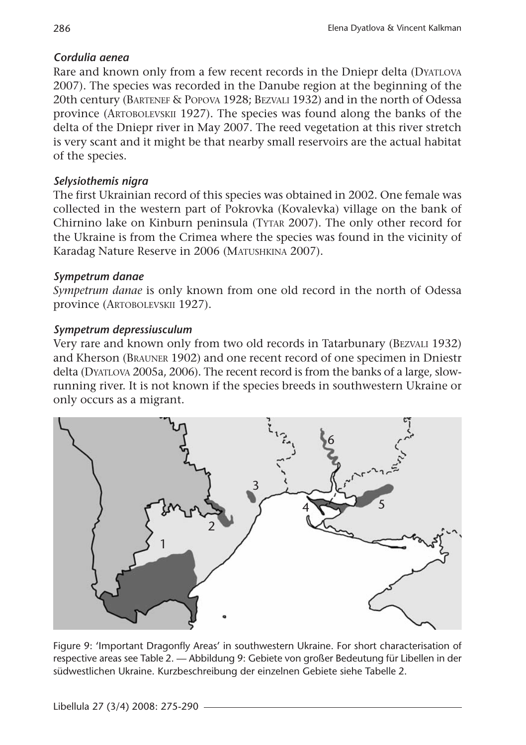### *Cordulia aenea*

Rare and known only from a few recent records in the Dniepr delta (Dyatlova 2007). The species was recorded in the Danube region at the beginning of the 20th century (Bartenef & Popova 1928; Bezvali 1932) and in the north of Odessa province (Artobolevskii 1927). The species was found along the banks of the delta of the Dniepr river in May 2007. The reed vegetation at this river stretch is very scant and it might be that nearby small reservoirs are the actual habitat of the species.

### *Selysiothemis nigra*

The first Ukrainian record of this species was obtained in 2002. One female was collected in the western part of Pokrovka (Kovalevka) village on the bank of Chirnino lake on Kinburn peninsula (Tytar 2007). The only other record for the Ukraine is from the Crimea where the species was found in the vicinity of Karadag Nature Reserve in 2006 (Matushkina 2007).

### *Sympetrum danae*

*Sympetrum danae* is only known from one old record in the north of Odessa province (Artobolevskii 1927).

### *Sympetrum depressiusculum*

Very rare and known only from two old records in Tatarbunary (Bezvali 1932) and Kherson (Brauner 1902) and one recent record of one specimen in Dniestr delta (Dyatlova 2005a, 2006). The recent record is from the banks of a large, slow-running river. It is not known if the species breeds in southwestern Ukraine or only occurs as a migrant.

Figure 9: 'Important Dragonfly Areas' in southwestern Ukraine. For short characterisation of respective areas see Table 2. — Abbildung 9: Gebiete von großer Bedeutung für Libellen in der südwestlichen Ukraine. Kurzbeschreibung der einzelnen Gebiete siehe Tabelle 2.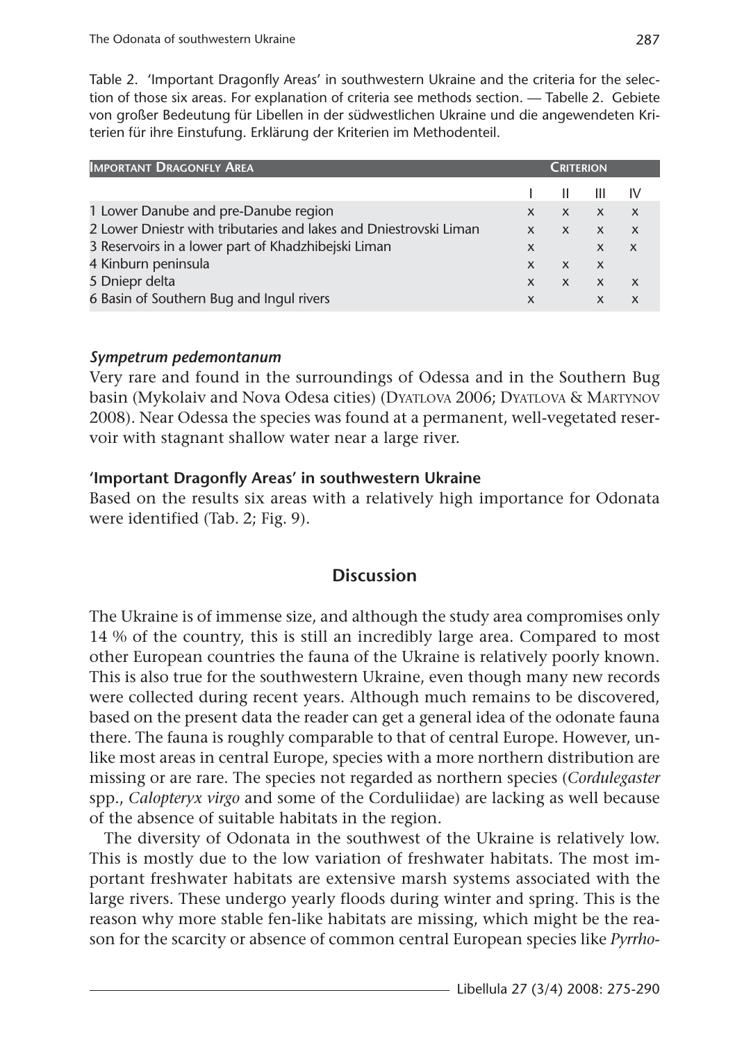Table 2. 'Important Dragonfly Areas' in southwestern Ukraine and the criteria for the selection of those six areas. For explanation of criteria see methods section. — Tabelle 2. Gebiete von großer Bedeutung für Libellen in der südwestlichen Ukraine und die angewendeten Kriterien für ihre Einstufung. Erklärung der Kriterien im Methodenteil.

| Important Dragonfly Area | Criterion | | | |
|---|---|---|---|---|
| | I | II | III | IV |
| 1 Lower Danube and pre-Danube region | x | x | x | x |
| 2 Lower Dniestr with tributaries and lakes and Dniestrovski Liman | x | x | x | x |
| 3 Reservoirs in a lower part of Khadzhibejski Liman | x | | x | x |
| 4 Kinburn peninsula | x | x | x | |
| 5 Dniepr delta | x | x | x | x |
| 6 Basin of Southern Bug and Ingul rivers | x | | x | x |

#### *Sympetrum pedemontanum*

Very rare and found in the surroundings of Odessa and in the Southern Bug basin (Mykolaiv and Nova Odesa cities) (Dyatlova 2006; Dyatlova & Martynov 2008). Near Odessa the species was found at a permanent, well-vegetated reservoir with stagnant shallow water near a large river.

### 'Important Dragonfly Areas' in southwestern Ukraine

Based on the results six areas with a relatively high importance for Odonata were identified (Tab. 2; Fig. 9).

## Discussion

The Ukraine is of immense size, and although the study area compromises only 14 % of the country, this is still an incredibly large area. Compared to most other European countries the fauna of the Ukraine is relatively poorly known. This is also true for the southwestern Ukraine, even though many new records were collected during recent years. Although much remains to be discovered, based on the present data the reader can get a general idea of the odonate fauna there. The fauna is roughly comparable to that of central Europe. However, unlike most areas in central Europe, species with a more northern distribution are missing or are rare. The species not regarded as northern species (*Cordulegaster* spp., *Calopteryx virgo* and some of the Corduliidae) are lacking as well because of the absence of suitable habitats in the region.

The diversity of Odonata in the southwest of the Ukraine is relatively low. This is mostly due to the low variation of freshwater habitats. The most important freshwater habitats are extensive marsh systems associated with the large rivers. These undergo yearly floods during winter and spring. This is the reason why more stable fen-like habitats are missing, which might be the reason for the scarcity or absence of common central European species like *Pyrrho-*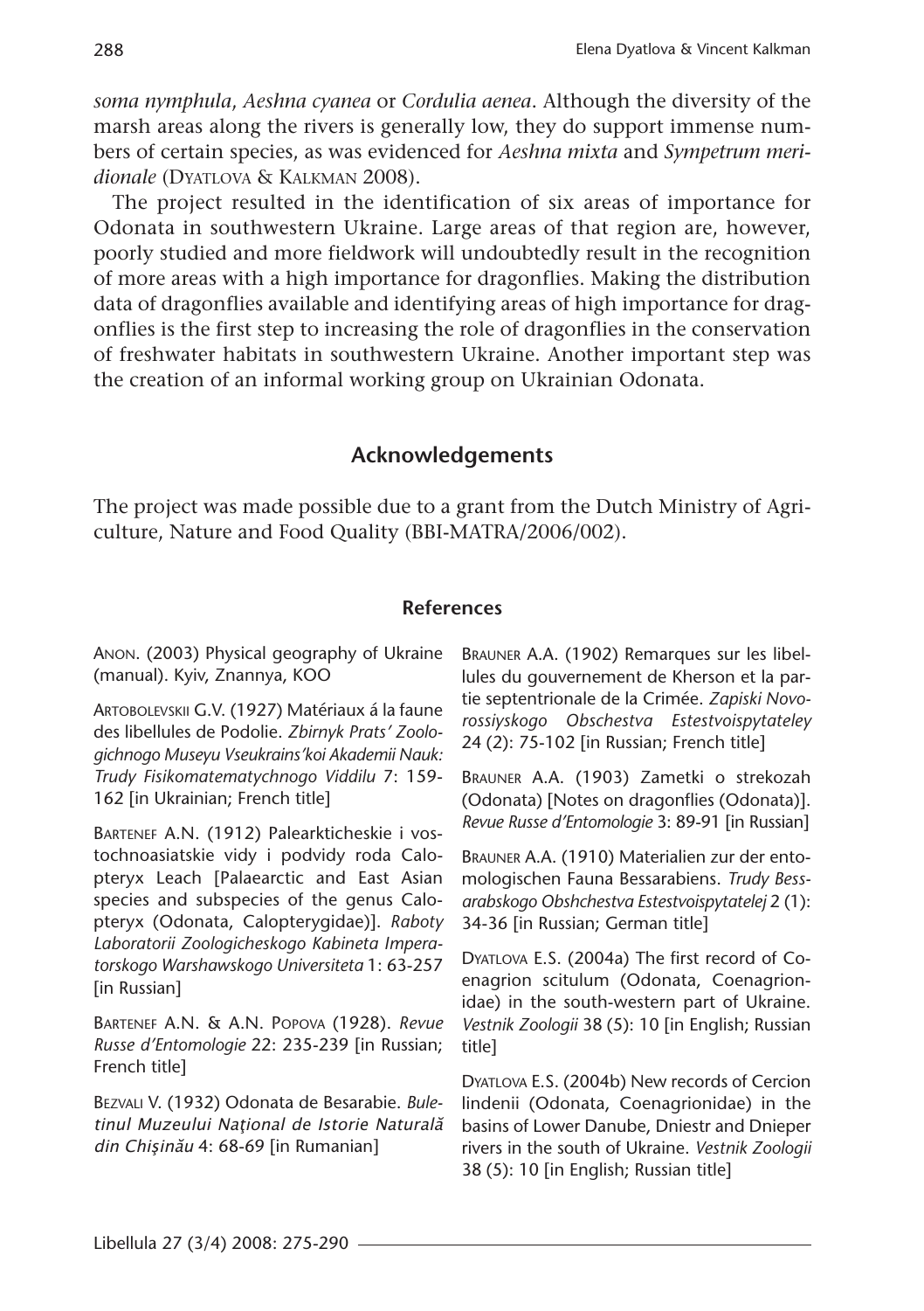*soma nymphula*, *Aeshna cyanea* or *Cordulia aenea*. Although the diversity of the marsh areas along the rivers is generally low, they do support immense numbers of certain species, as was evidenced for *Aeshna mixta* and *Sympetrum meridionale* (Dyatlova & Kalkman 2008).

The project resulted in the identification of six areas of importance for Odonata in southwestern Ukraine. Large areas of that region are, however, poorly studied and more fieldwork will undoubtedly result in the recognition of more areas with a high importance for dragonflies. Making the distribution data of dragonflies available and identifying areas of high importance for dragonflies is the first step to increasing the role of dragonflies in the conservation of freshwater habitats in southwestern Ukraine. Another important step was the creation of an informal working group on Ukrainian Odonata.

## Acknowledgements

The project was made possible due to a grant from the Dutch Ministry of Agriculture, Nature and Food Quality (BBI-MATRA/2006/002).

### References

Anon. (2003) Physical geography of Ukraine (manual). Kyiv, Znannya, KOO

Artobolevskii G.V. (1927) Matériaux á la faune des libellules de Podolie. *Zbirnyk Prats' Zoologichnogo Museyu Vseukrains'koi Akademii Nauk: Trudy Fisikomatematychnogo Viddilu* 7: 159-162 [in Ukrainian; French title]

Bartenef A.N. (1912) Palearkticheskie i vostochnoasiatskie vidy i podvidy roda Calopteryx Leach [Palaearctic and East Asian species and subspecies of the genus Calopteryx (Odonata, Calopterygidae)]. *Raboty Laboratorii Zoologicheskogo Kabineta Imperatorskogo Warshawskogo Universiteta* 1: 63-257 [in Russian]

Bartenef A.N. & A.N. Popova (1928). *Revue Russe d'Entomologie* 22: 235-239 [in Russian; French title]

Bezvali V. (1932) Odonata de Besarabie. *Buletinul Muzeului Naţional de Istorie Naturală din Chişinău* 4: 68-69 [in Rumanian]

Brauner A.A. (1902) Remarques sur les libellules du gouvernement de Kherson et la partie septentrionale de la Crimée. *Zapiski Novorossiyskogo Obschestva Estestvoispytateley* 24 (2): 75-102 [in Russian; French title]

Brauner A.A. (1903) Zametki o strekozah (Odonata) [Notes on dragonflies (Odonata)]. *Revue Russe d'Entomologie* 3: 89-91 [in Russian]

Brauner A.A. (1910) Materialien zur der entomologischen Fauna Bessarabiens. *Trudy Bessarabskogo Obshchestva Estestvoispytatelej* 2 (1): 34-36 [in Russian; German title]

Dyatlova E.S. (2004a) The first record of Coenagrion scitulum (Odonata, Coenagrionidae) in the south-western part of Ukraine. *Vestnik Zoologii* 38 (5): 10 [in English; Russian title]

Dyatlova E.S. (2004b) New records of Cercion lindenii (Odonata, Coenagrionidae) in the basins of Lower Danube, Dniestr and Dnieper rivers in the south of Ukraine. *Vestnik Zoologii* 38 (5): 10 [in English; Russian title]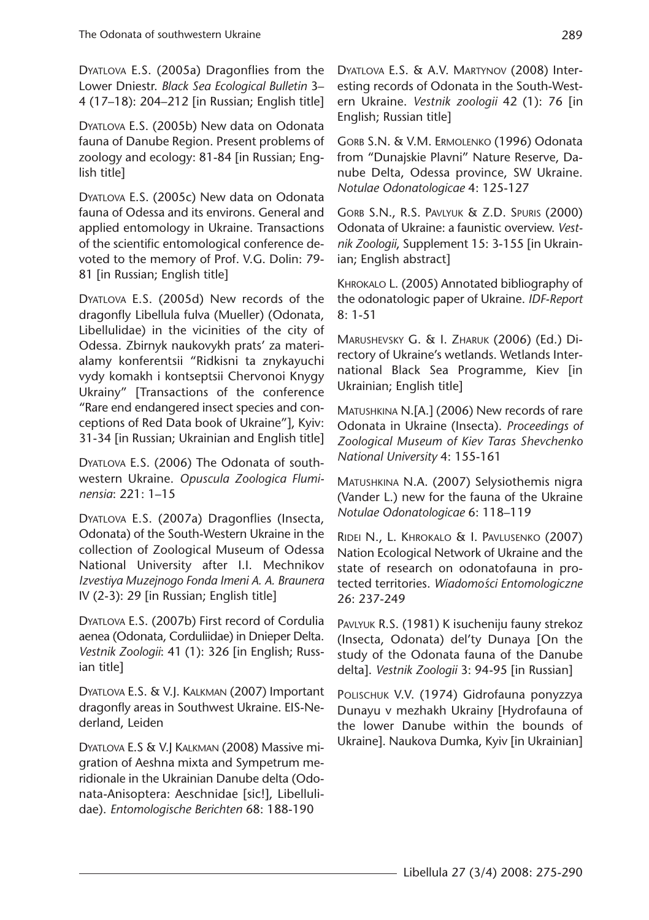DYATLOVA E.S. (2005a) Dragonflies from the Lower Dniestr. *Black Sea Ecological Bulletin* 3–4 (17–18): 204–212 [in Russian; English title]

DYATLOVA E.S. (2005b) New data on Odonata fauna of Danube Region. Present problems of zoology and ecology: 81-84 [in Russian; English title]

DYATLOVA E.S. (2005c) New data on Odonata fauna of Odessa and its environs. General and applied entomology in Ukraine. Transactions of the scientific entomological conference devoted to the memory of Prof. V.G. Dolin: 79-81 [in Russian; English title]

DYATLOVA E.S. (2005d) New records of the dragonfly Libellula fulva (Mueller) (Odonata, Libellulidae) in the vicinities of the city of Odessa. Zbirnyk naukovykh prats' za materialamy konferentsii "Ridkisni ta znykayuchi vydy komakh i kontseptsii Chervonoi Knygy Ukrainy" [Transactions of the conference "Rare end endangered insect species and conceptions of Red Data book of Ukraine"], Kyiv: 31-34 [in Russian; Ukrainian and English title]

DYATLOVA E.S. (2006) The Odonata of southwestern Ukraine. *Opuscula Zoologica Fluminensia*: 221: 1–15

DYATLOVA E.S. (2007a) Dragonflies (Insecta, Odonata) of the South-Western Ukraine in the collection of Zoological Museum of Odessa National University after I.I. Mechnikov *Izvestiya Muzejnogo Fonda Imeni A. A. Braunera* IV (2-3): 29 [in Russian; English title]

DYATLOVA E.S. (2007b) First record of Cordulia aenea (Odonata, Corduliidae) in Dnieper Delta. *Vestnik Zoologii*: 41 (1): 326 [in English; Russian title]

DYATLOVA E.S. & V.J. KALKMAN (2007) Important dragonfly areas in Southwest Ukraine. EIS-Nederland, Leiden

DYATLOVA E.S & V.J KALKMAN (2008) Massive migration of Aeshna mixta and Sympetrum meridionale in the Ukrainian Danube delta (Odonata-Anisoptera: Aeschnidae [sic!], Libellulidae). *Entomologische Berichten* 68: 188-190

DYATLOVA E.S. & A.V. MARTYNOV (2008) Interesting records of Odonata in the South-Western Ukraine. *Vestnik zoologii* 42 (1): 76 [in English; Russian title]

GORB S.N. & V.M. ERMOLENKO (1996) Odonata from "Dunajskie Plavni" Nature Reserve, Danube Delta, Odessa province, SW Ukraine. *Notulae Odonatologicae* 4: 125-127

GORB S.N., R.S. PAVLYUK & Z.D. SPURIS (2000) Odonata of Ukraine: a faunistic overview. *Vestnik Zoologii*, Supplement 15: 3-155 [in Ukrainian; English abstract]

KHROKALO L. (2005) Annotated bibliography of the odonatologic paper of Ukraine. *IDF-Report* 8: 1-51

MARUSHEVSKY G. & I. ZHARUK (2006) (Ed.) Directory of Ukraine's wetlands. Wetlands International Black Sea Programme, Kiev [in Ukrainian; English title]

MATUSHKINA N.[A.] (2006) New records of rare Odonata in Ukraine (Insecta). *Proceedings of Zoological Museum of Kiev Taras Shevchenko National University* 4: 155-161

MATUSHKINA N.A. (2007) Selysiothemis nigra (Vander L.) new for the fauna of the Ukraine *Notulae Odonatologicae* 6: 118–119

RIDEI N., L. KHROKALO & I. PAVLUSENKO (2007) Nation Ecological Network of Ukraine and the state of research on odonatofauna in protected territories. *Wiadomości Entomologiczne* 26: 237-249

PAVLYUK R.S. (1981) K isucheniju fauny strekoz (Insecta, Odonata) del'ty Dunaya [On the study of the Odonata fauna of the Danube delta]. *Vestnik Zoologii* 3: 94-95 [in Russian]

POLISCHUK V.V. (1974) Gidrofauna ponyzzya Dunayu v mezhakh Ukrainy [Hydrofauna of the lower Danube within the bounds of Ukraine]. Naukova Dumka, Kyiv [in Ukrainian]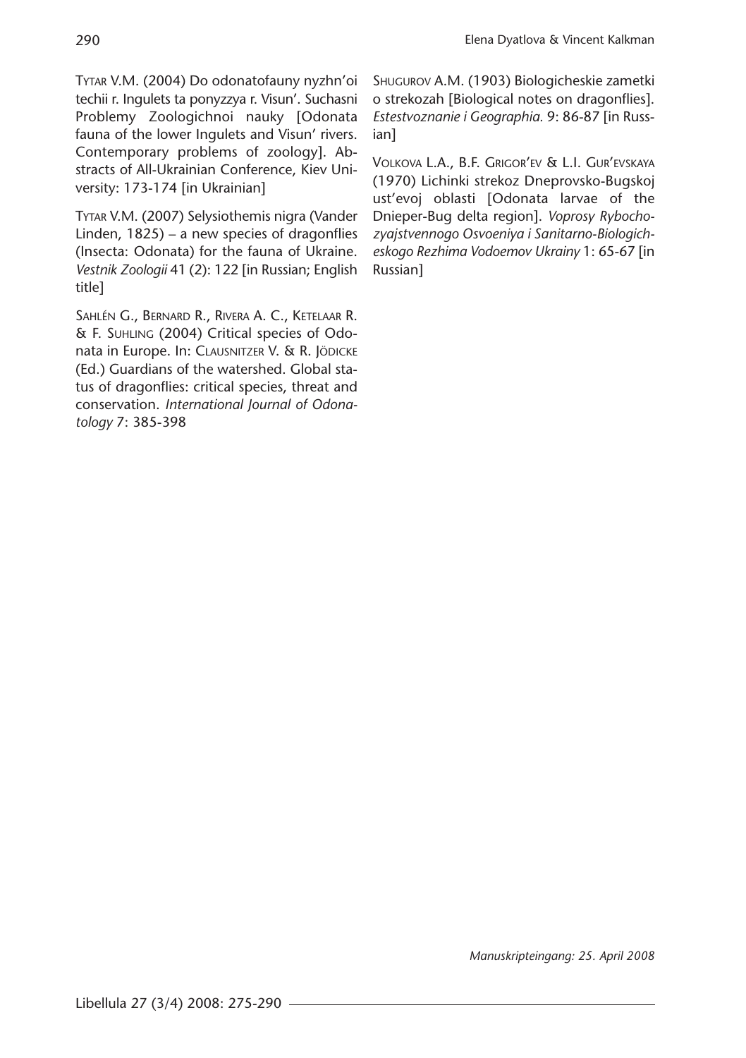Tytar V.M. (2004) Do odonatofauny nyzhn'oi techii r. Ingulets ta ponyzzya r. Visun'. Suchasni Problemy Zoologichnoi nauky [Odonata fauna of the lower Ingulets and Visun' rivers. Contemporary problems of zoology]. Abstracts of All-Ukrainian Conference, Kiev University: 173-174 [in Ukrainian]

Tytar V.M. (2007) Selysiothemis nigra (Vander Linden, 1825) – a new species of dragonflies (Insecta: Odonata) for the fauna of Ukraine. *Vestnik Zoologii* 41 (2): 122 [in Russian; English title]

Sahlén G., Bernard R., Rivera A. C., Ketelaar R. & F. Suhling (2004) Critical species of Odonata in Europe. In: Clausnitzer V. & R. Jödicke (Ed.) Guardians of the watershed. Global status of dragonflies: critical species, threat and conservation. *International Journal of Odonatology* 7: 385-398

Shugurov A.M. (1903) Biologicheskie zametki o strekozah [Biological notes on dragonflies]. *Estestvoznanie i Geographia.* 9: 86-87 [in Russian]

Volkova L.A., B.F. Grigor'ev & L.I. Gur'evskaya (1970) Lichinki strekoz Dneprovsko-Bugskoj ust'evoj oblasti [Odonata larvae of the Dnieper-Bug delta region]. *Voprosy Rybochozyajstvennogo Osvoeniya i Sanitarno-Biologicheskogo Rezhima Vodoemov Ukrainy* 1: 65-67 [in Russian]

*Manuskripteingang: 25. April 2008*